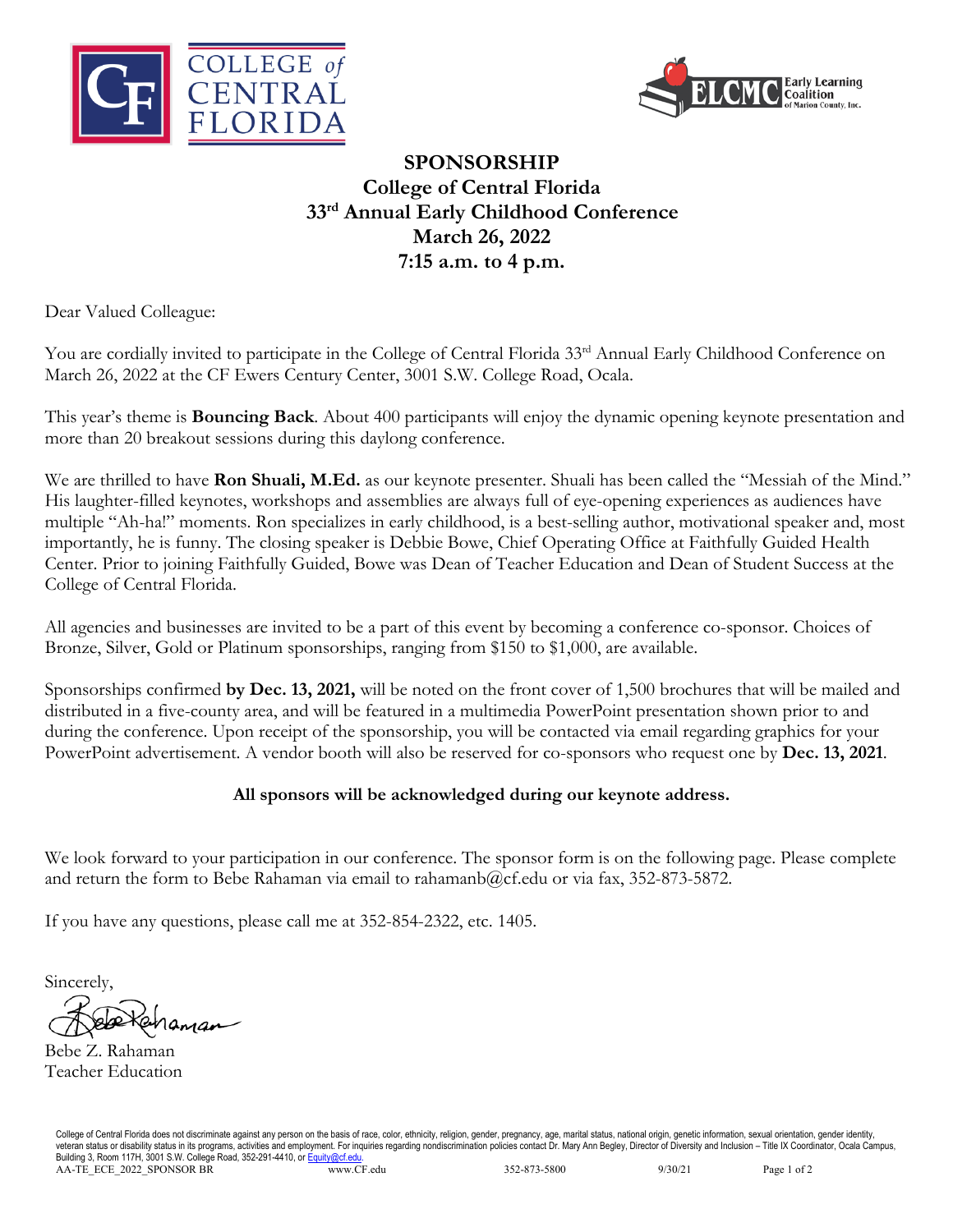COLLEGE of CENTRAL FLORIDA

ELCMC Early Learning Coalition of Marion County, Inc.

# SPONSORSHIP
## College of Central Florida
## 33rd Annual Early Childhood Conference
## March 26, 2022
## 7:15 a.m. to 4 p.m.

Dear Valued Colleague:

You are cordially invited to participate in the College of Central Florida 33rd Annual Early Childhood Conference on March 26, 2022 at the CF Ewers Century Center, 3001 S.W. College Road, Ocala.

This year's theme is **Bouncing Back**. About 400 participants will enjoy the dynamic opening keynote presentation and more than 20 breakout sessions during this daylong conference.

We are thrilled to have **Ron Shuali, M.Ed.** as our keynote presenter. Shuali has been called the "Messiah of the Mind." His laughter-filled keynotes, workshops and assemblies are always full of eye-opening experiences as audiences have multiple "Ah-ha!" moments. Ron specializes in early childhood, is a best-selling author, motivational speaker and, most importantly, he is funny. The closing speaker is Debbie Bowe, Chief Operating Office at Faithfully Guided Health Center. Prior to joining Faithfully Guided, Bowe was Dean of Teacher Education and Dean of Student Success at the College of Central Florida.

All agencies and businesses are invited to be a part of this event by becoming a conference co-sponsor. Choices of Bronze, Silver, Gold or Platinum sponsorships, ranging from $150 to $1,000, are available.

Sponsorships confirmed **by Dec. 13, 2021,** will be noted on the front cover of 1,500 brochures that will be mailed and distributed in a five-county area, and will be featured in a multimedia PowerPoint presentation shown prior to and during the conference. Upon receipt of the sponsorship, you will be contacted via email regarding graphics for your PowerPoint advertisement. A vendor booth will also be reserved for co-sponsors who request one by **Dec. 13, 2021**.

**All sponsors will be acknowledged during our keynote address.**

We look forward to your participation in our conference. The sponsor form is on the following page. Please complete and return the form to Bebe Rahaman via email to rahamanb@cf.edu or via fax, 352-873-5872.

If you have any questions, please call me at 352-854-2322, etc. 1405.

Sincerely,

Bebe Z. Rahaman
Teacher Education

College of Central Florida does not discriminate against any person on the basis of race, color, ethnicity, religion, gender, pregnancy, age, marital status, national origin, genetic information, sexual orientation, gender identity, veteran status or disability status in its programs, activities and employment. For inquiries regarding nondiscrimination policies contact Dr. Mary Ann Begley, Director of Diversity and Inclusion – Title IX Coordinator, Ocala Campus, Building 3, Room 117H, 3001 S.W. College Road, 352-291-4410, or Equity@cf.edu.

AA-TE_ECE_2022_SPONSOR BR www.CF.edu 352-873-5800 9/30/21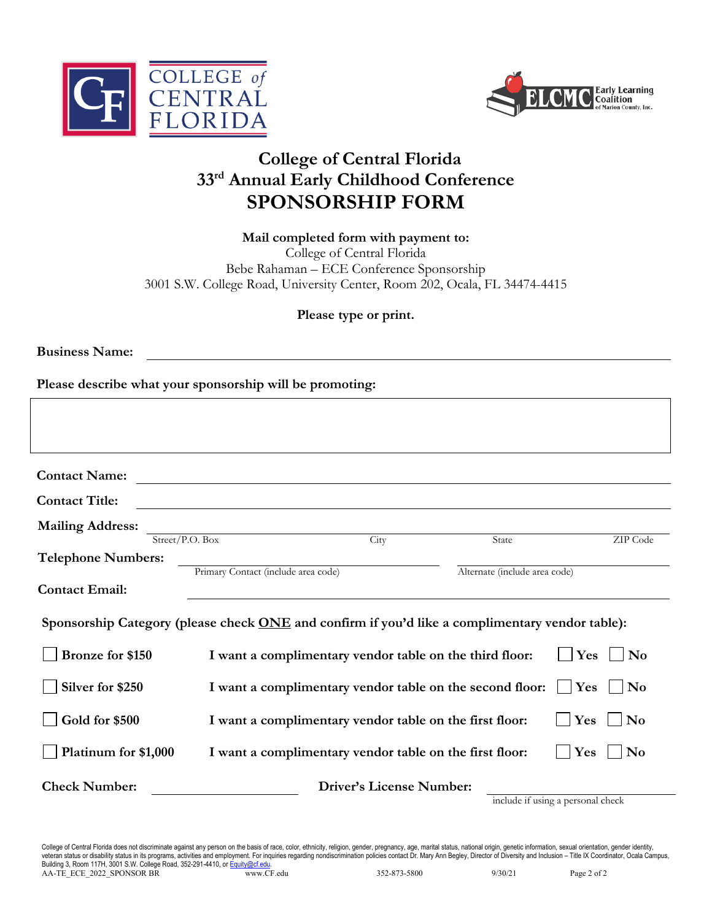COLLEGE of CENTRAL FLORIDA

ELCMC Early Learning Coalition of Marion County, Inc.

# College of Central Florida
## 33rd Annual Early Childhood Conference
## SPONSORSHIP FORM

**Mail completed form with payment to:**
College of Central Florida
Bebe Rahaman – ECE Conference Sponsorship
3001 S.W. College Road, University Center, Room 202, Ocala, FL 34474-4415

**Please type or print.**

**Business Name:** ______________________________

**Please describe what your sponsorship will be promoting:**

| |
|---|
| |

**Contact Name:** ______________________________

**Contact Title:** ______________________________

**Mailing Address:** ______________________________
Street/P.O. Box | City | State | ZIP Code

**Telephone Numbers:** ______________________________
Primary Contact (include area code) | Alternate (include area code)

**Contact Email:** ______________________________

**Sponsorship Category (please check ONE and confirm if you'd like a complimentary vendor table):**

| | | |
|---|---|---|
| ☐ **Bronze for $150** | **I want a complimentary vendor table on the third floor:** | ☐ **Yes** ☐ **No** |
| ☐ **Silver for $250** | **I want a complimentary vendor table on the second floor:** | ☐ **Yes** ☐ **No** |
| ☐ **Gold for $500** | **I want a complimentary vendor table on the first floor:** | ☐ **Yes** ☐ **No** |
| ☐ **Platinum for $1,000** | **I want a complimentary vendor table on the first floor:** | ☐ **Yes** ☐ **No** |

**Check Number:** ______________ **Driver's License Number:** ______________
include if using a personal check

College of Central Florida does not discriminate against any person on the basis of race, color, ethnicity, religion, gender, pregnancy, age, marital status, national origin, genetic information, sexual orientation, gender identity, veteran status or disability status in its programs, activities and employment. For inquiries regarding nondiscrimination policies contact Dr. Mary Ann Begley, Director of Diversity and Inclusion – Title IX Coordinator, Ocala Campus, Building 3, Room 117H, 3001 S.W. College Road, 352-291-4410, or Equity@cf.edu.

AA-TE_ECE_2022_SPONSOR BR www.CF.edu 352-873-5800 9/30/21